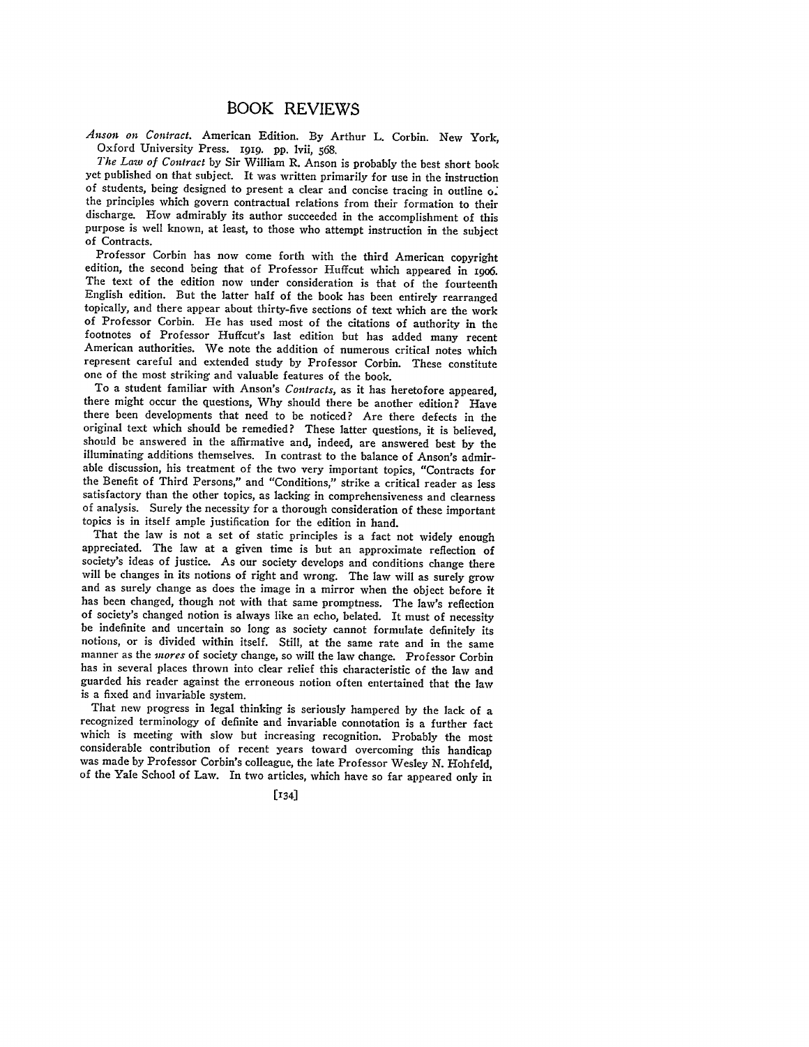# BOOK REVIEWS

*Anson on Contract.* American Edition. By Arthur L. Corbin. New York, Oxford University Press. 1919. pp. lvii, 568.

*The Law of Contract* by Sir William R. Anson is probably the best short book yet published on that subject. It was written primarily for use in the instruction of students, being designed to present a clear and concise tracing in outline of the principles which govern contractual relations from their formation to their discharge. How admirably its author succeeded in the accomplishment of this purpose is well known, at least, to those who attempt instruction in the subject of Contracts.

Professor Corbin has now come forth with the third American copyright edition, the second being that of Professor Huffcut which appeared in 1906. The text of the edition now under consideration is that of the fourteenth English edition. But the latter half of the book has been entirely rearranged topically, and there appear about thirty-five sections of text which are the work of Professor Corbin. He has used most of the citations of authority in the footnotes of Professor Huffcut's last edition but has added many recent American authorities. We note the addition of numerous critical notes which represent careful and extended study by Professor Corbin. These constitute one of the most striking and valuable features of the book.

To a student familiar with Anson's *Contracts*, as it has heretofore appeared, there might occur the questions, Why should there be another edition? Have there been developments that need to be noticed? Are there defects in the original text which should be remedied? These latter questions, it is believed, should be answered in the affirmative and, indeed, are answered best by the illuminating additions themselves. In contrast to the balance of Anson's admirable discussion, his treatment of the two very important topics, "Contracts for the Benefit of Third Persons," and "Conditions," strike a critical reader as less satisfactory than the other topics, as lacking in comprehensiveness and clearness of analysis. Surely the necessity for a thorough consideration of these important topics is in itself ample justification for the edition in hand.

That the law is not a set of static principles is a fact not widely enough appreciated. The law at a given time is but an approximate reflection of society's ideas of justice. As our society develops and conditions change there will be changes in its notions of right and wrong. The law will as surely grow and as surely change as does the image in a mirror when the object before it has been changed, though not with that same promptness. The law's reflection of society's changed notion is always like an echo, belated. It must of necessity be indefinite and uncertain so long as society cannot formulate definitely its notions, or is divided within itself. Still, at the same rate and in the same manner as the *mores* of society change, so will the law change. Professor Corbin has in several places thrown into clear relief this characteristic of the law and guarded his reader against the erroneous notion often entertained that the law is a fixed and invariable system.

That new progress in legal thinking is seriously hampered by the lack of a recognized terminology of definite and invariable connotation is a further fact which is meeting with slow but increasing recognition. Probably the most considerable contribution of recent years toward overcoming this handicap was made by Professor Corbin's colleague, the late Professor Wesley N. Hohfeld, of the Yale School of Law. In two articles, which have so far appeared only in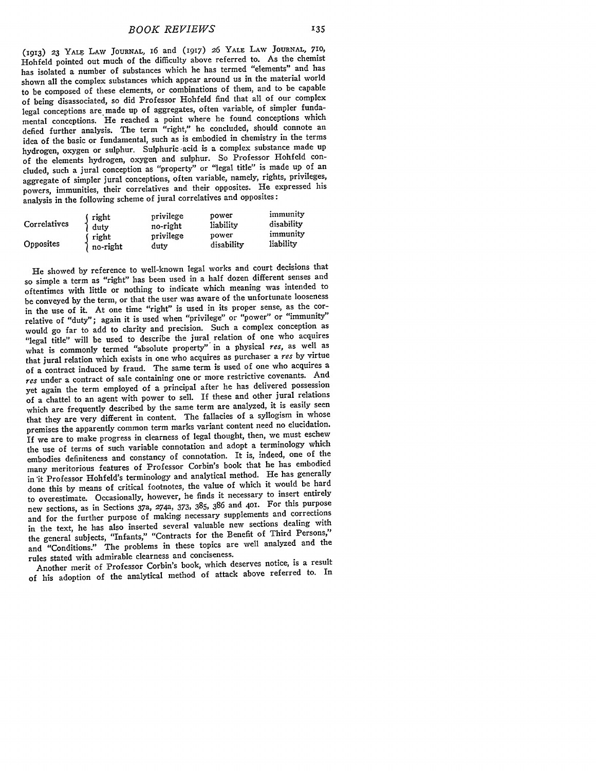(1913) 23 YALE LAW JOURNAL, 16 and (1917) 26 YALE LAW JOURNAL, 710, Hohfeld pointed out much of the difficulty above referred to. As the chemist has isolated a number of substances which he has termed "elements" and has shown all the complex substances which appear around us in the material world to be composed of these elements, or combinations of them, and to be capable of being disassociated, so did Professor Hohfeld find that all of our complex legal conceptions are made up of aggregates, often variable, of simpler fundamental conceptions. He reached a point where he found conceptions which defied further analysis. The term "right," he concluded, should connote an idea of the basic or fundamental, such as is embodied in chemistry in the terms hydrogen, oxygen or sulphur. Sulphuric acid is a complex substance made up of the elements hydrogen, oxygen and sulphur. So Professor Hohfeld concluded, such a jural conception as "property" or "legal title" is made up of an aggregate of simpler jural conceptions, often variable, namely, rights, privileges, powers, immunities, their correlatives and their opposites. He expressed his analysis in the following scheme of jural correlatives and opposites:

| | | | | |
|---|---|---|---|---|
| Correlatives | right | privilege | power | immunity |
| | duty | no-right | liability | disability |
| Opposites | right | privilege | power | immunity |
| | no-right | duty | disability | liability |

He showed by reference to well-known legal works and court decisions that so simple a term as "right" has been used in a half dozen different senses and oftentimes with little or nothing to indicate which meaning was intended to be conveyed by the term, or that the user was aware of the unfortunate looseness in the use of it. At one time "right" is used in its proper sense, as the correlative of "duty"; again it is used when "privilege" or "power" or "immunity" would go far to add to clarity and precision. Such a complex conception as "legal title" will be used to describe the jural relation of one who acquires what is commonly termed "absolute property" in a physical *res*, as well as that jural relation which exists in one who acquires as purchaser a *res* by virtue of a contract induced by fraud. The same term is used of one who acquires a *res* under a contract of sale containing one or more restrictive covenants. And yet again the term employed of a principal after he has delivered possession of a chattel to an agent with power to sell. If these and other jural relations which are frequently described by the same term are analyzed, it is easily seen that they are very different in content. The fallacies of a syllogism in whose premises the apparently common term marks variant content need no elucidation. If we are to make progress in clearness of legal thought, then, we must eschew the use of terms of such variable connotation and adopt a terminology which embodies definiteness and constancy of connotation. It is, indeed, one of the many meritorious features of Professor Corbin's book that he has embodied in it Professor Hohfeld's terminology and analytical method. He has generally done this by means of critical footnotes, the value of which it would be hard to overestimate. Occasionally, however, he finds it necessary to insert entirely new sections, as in Sections 37a, 274a, 373, 385, 386 and 401. For this purpose and for the further purpose of making necessary supplements and corrections in the text, he has also inserted several valuable new sections dealing with the general subjects, "Infants," "Contracts for the Benefit of Third Persons," and "Conditions." The problems in these topics are well analyzed and the rules stated with admirable clearness and conciseness.

Another merit of Professor Corbin's book, which deserves notice, is a result of his adoption of the analytical method of attack above referred to. In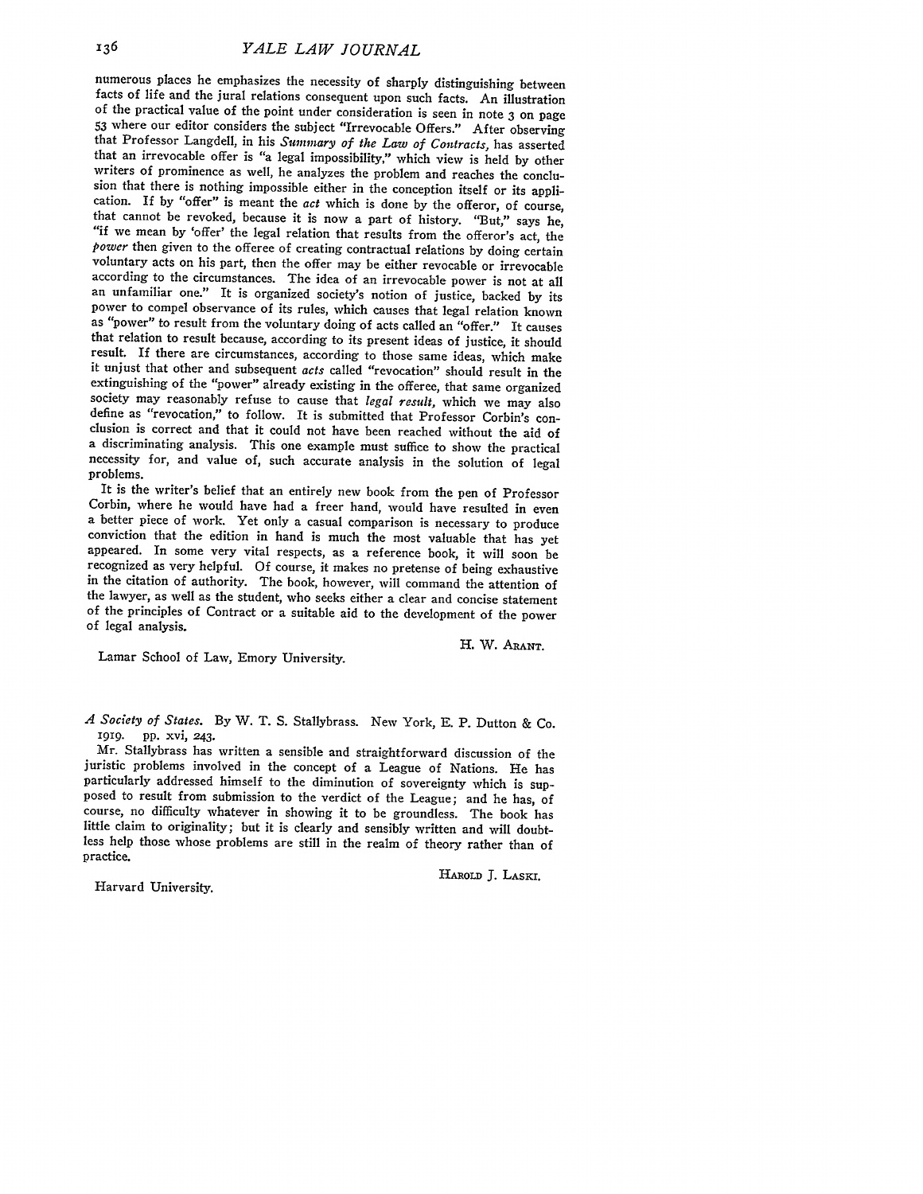numerous places he emphasizes the necessity of sharply distinguishing between facts of life and the jural relations consequent upon such facts. An illustration of the practical value of the point under consideration is seen in note 3 on page 53 where our editor considers the subject "Irrevocable Offers." After observing that Professor Langdell, in his *Summary of the Law of Contracts*, has asserted that an irrevocable offer is "a legal impossibility," which view is held by other writers of prominence as well, he analyzes the problem and reaches the conclusion that there is nothing impossible either in the conception itself or its application. If by "offer" is meant the *act* which is done by the offeror, of course, that cannot be revoked, because it is now a part of history. "But," says he, "if we mean by 'offer' the legal relation that results from the offeror's act, the *power* then given to the offeree of creating contractual relations by doing certain voluntary acts on his part, then the offer may be either revocable or irrevocable according to the circumstances. The idea of an irrevocable power is not at all an unfamiliar one." It is organized society's notion of justice, backed by its power to compel observance of its rules, which causes that legal relation known as "power" to result from the voluntary doing of acts called an "offer." It causes that relation to result because, according to its present ideas of justice, it should result. If there are circumstances, according to those same ideas, which make it unjust that other and subsequent *acts* called "revocation" should result in the extinguishing of the "power" already existing in the offeree, that same organized society may reasonably refuse to cause that *legal result*, which we may also define as "revocation," to follow. It is submitted that Professor Corbin's conclusion is correct and that it could not have been reached without the aid of a discriminating analysis. This one example must suffice to show the practical necessity for, and value of, such accurate analysis in the solution of legal problems.

It is the writer's belief that an entirely new book from the pen of Professor Corbin, where he would have had a freer hand, would have resulted in even a better piece of work. Yet only a casual comparison is necessary to produce conviction that the edition in hand is much the most valuable that has yet appeared. In some very vital respects, as a reference book, it will soon be recognized as very helpful. Of course, it makes no pretense of being exhaustive in the citation of authority. The book, however, will command the attention of the lawyer, as well as the student, who seeks either a clear and concise statement of the principles of Contract or a suitable aid to the development of the power of legal analysis.

H. W. ARANT.

Lamar School of Law, Emory University.

*A Society of States.* By W. T. S. Stallybrass. New York, E. P. Dutton & Co. 1919. pp. xvi, 243.

Mr. Stallybrass has written a sensible and straightforward discussion of the juristic problems involved in the concept of a League of Nations. He has particularly addressed himself to the diminution of sovereignty which is supposed to result from submission to the verdict of the League; and he has, of course, no difficulty whatever in showing it to be groundless. The book has little claim to originality; but it is clearly and sensibly written and will doubtless help those whose problems are still in the realm of theory rather than of practice.

HAROLD J. LASKI.

Harvard University.